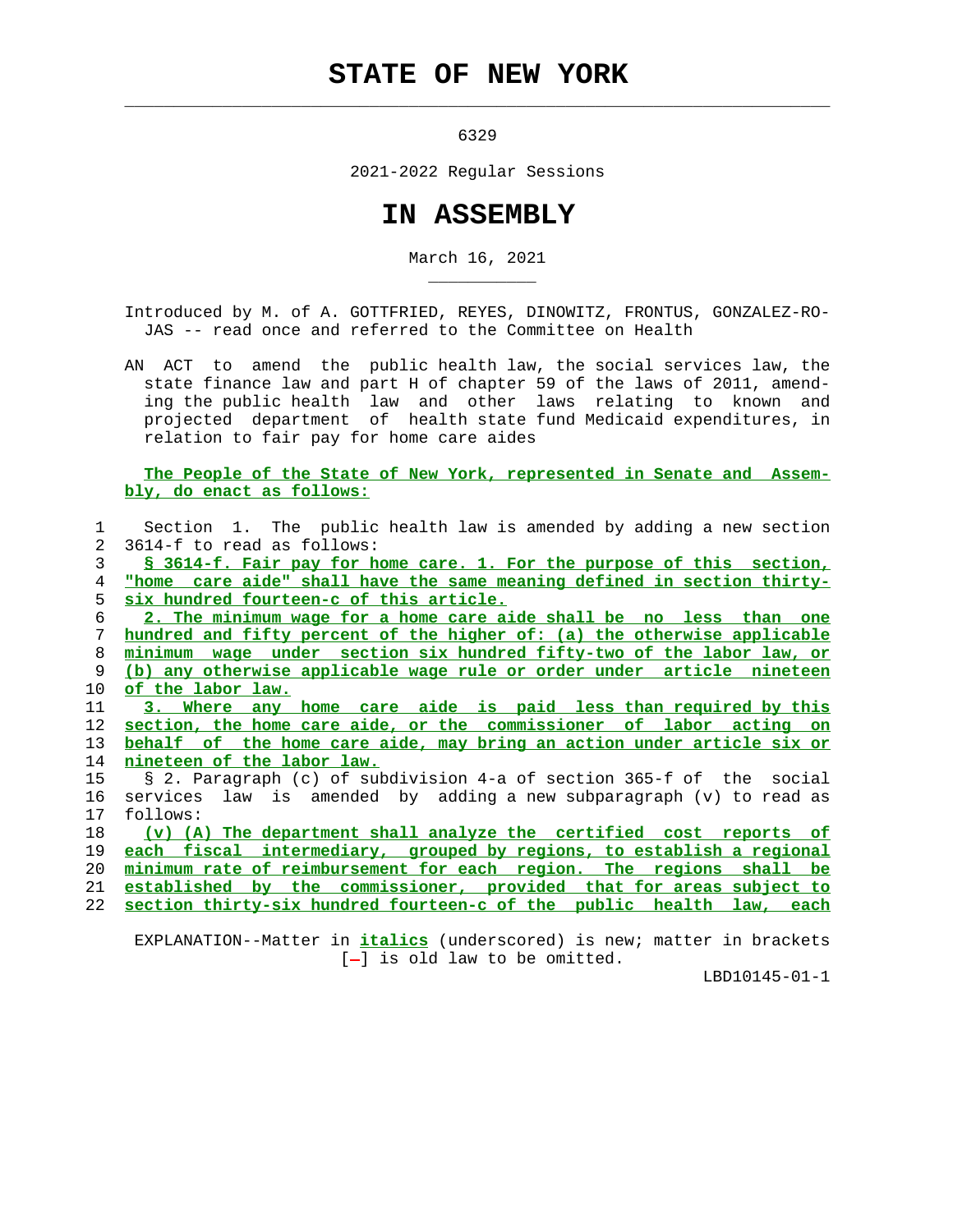# STATE OF NEW YORK

6329

2021-2022 Regular Sessions

# IN ASSEMBLY

March 16, 2021

Introduced by M. of A. GOTTFRIED, REYES, DINOWITZ, FRONTUS, GONZALEZ-ROJAS -- read once and referred to the Committee on Health

AN ACT to amend the public health law, the social services law, the state finance law and part H of chapter 59 of the laws of 2011, amending the public health law and other laws relating to known and projected department of health state fund Medicaid expenditures, in relation to fair pay for home care aides

**The People of the State of New York, represented in Senate and Assembly, do enact as follows:**

1 Section 1. The public health law is amended by adding a new section
2 3614-f to read as follows:
3 **§ 3614-f. Fair pay for home care. 1. For the purpose of this section,**
4 **"home care aide" shall have the same meaning defined in section thirty-**
5 **six hundred fourteen-c of this article.**
6 **2. The minimum wage for a home care aide shall be no less than one**
7 **hundred and fifty percent of the higher of: (a) the otherwise applicable**
8 **minimum wage under section six hundred fifty-two of the labor law, or**
9 **(b) any otherwise applicable wage rule or order under article nineteen**
10 **of the labor law.**
11 **3. Where any home care aide is paid less than required by this**
12 **section, the home care aide, or the commissioner of labor acting on**
13 **behalf of the home care aide, may bring an action under article six or**
14 **nineteen of the labor law.**
15 § 2. Paragraph (c) of subdivision 4-a of section 365-f of the social
16 services law is amended by adding a new subparagraph (v) to read as
17 follows:
18 **(v) (A) The department shall analyze the certified cost reports of**
19 **each fiscal intermediary, grouped by regions, to establish a regional**
20 **minimum rate of reimbursement for each region. The regions shall be**
21 **established by the commissioner, provided that for areas subject to**
22 **section thirty-six hundred fourteen-c of the public health law, each**

EXPLANATION--Matter in ***italics*** (underscored) is new; matter in brackets [-] is old law to be omitted.

LBD10145-01-1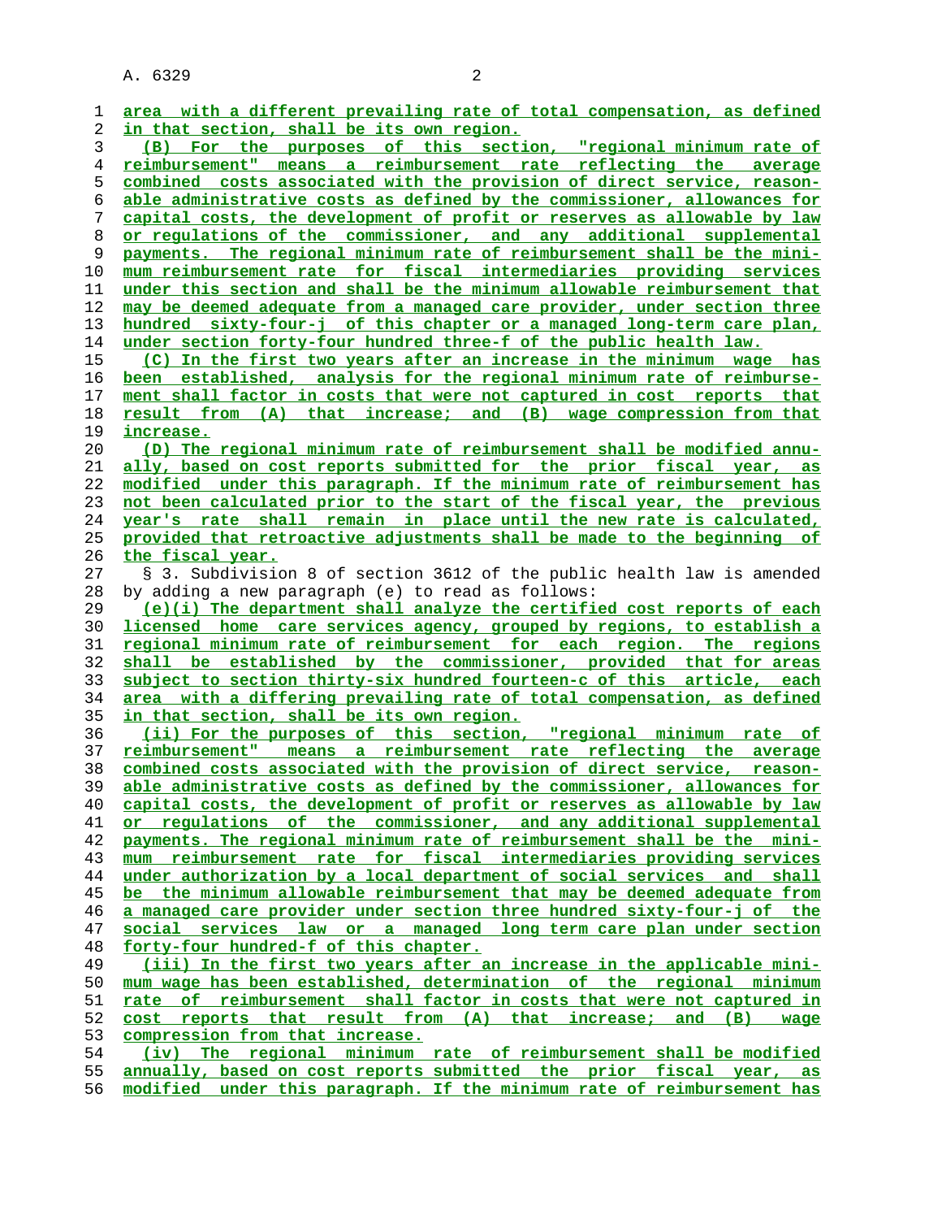area with a different prevailing rate of total compensation, as defined in that section, shall be its own region.

(B) For the purposes of this section, "regional minimum rate of reimbursement" means a reimbursement rate reflecting the average combined costs associated with the provision of direct service, reasonable administrative costs as defined by the commissioner, allowances for capital costs, the development of profit or reserves as allowable by law or regulations of the commissioner, and any additional supplemental payments. The regional minimum rate of reimbursement shall be the minimum reimbursement rate for fiscal intermediaries providing services under this section and shall be the minimum allowable reimbursement that may be deemed adequate from a managed care provider, under section three hundred sixty-four-j of this chapter or a managed long-term care plan, under section forty-four hundred three-f of the public health law.

(C) In the first two years after an increase in the minimum wage has been established, analysis for the regional minimum rate of reimbursement shall factor in costs that were not captured in cost reports that result from (A) that increase; and (B) wage compression from that increase.

(D) The regional minimum rate of reimbursement shall be modified annually, based on cost reports submitted for the prior fiscal year, as modified under this paragraph. If the minimum rate of reimbursement has not been calculated prior to the start of the fiscal year, the previous year's rate shall remain in place until the new rate is calculated, provided that retroactive adjustments shall be made to the beginning of the fiscal year.

§ 3. Subdivision 8 of section 3612 of the public health law is amended by adding a new paragraph (e) to read as follows:

(e)(i) The department shall analyze the certified cost reports of each licensed home care services agency, grouped by regions, to establish a regional minimum rate of reimbursement for each region. The regions shall be established by the commissioner, provided that for areas subject to section thirty-six hundred fourteen-c of this article, each area with a differing prevailing rate of total compensation, as defined in that section, shall be its own region.

(ii) For the purposes of this section, "regional minimum rate of reimbursement" means a reimbursement rate reflecting the average combined costs associated with the provision of direct service, reasonable administrative costs as defined by the commissioner, allowances for capital costs, the development of profit or reserves as allowable by law or regulations of the commissioner, and any additional supplemental payments. The regional minimum rate of reimbursement shall be the minimum reimbursement rate for fiscal intermediaries providing services under authorization by a local department of social services and shall be the minimum allowable reimbursement that may be deemed adequate from a managed care provider under section three hundred sixty-four-j of the social services law or a managed long term care plan under section forty-four hundred-f of this chapter.

(iii) In the first two years after an increase in the applicable minimum wage has been established, determination of the regional minimum rate of reimbursement shall factor in costs that were not captured in cost reports that result from (A) that increase; and (B) wage compression from that increase.

(iv) The regional minimum rate of reimbursement shall be modified annually, based on cost reports submitted the prior fiscal year, as modified under this paragraph. If the minimum rate of reimbursement has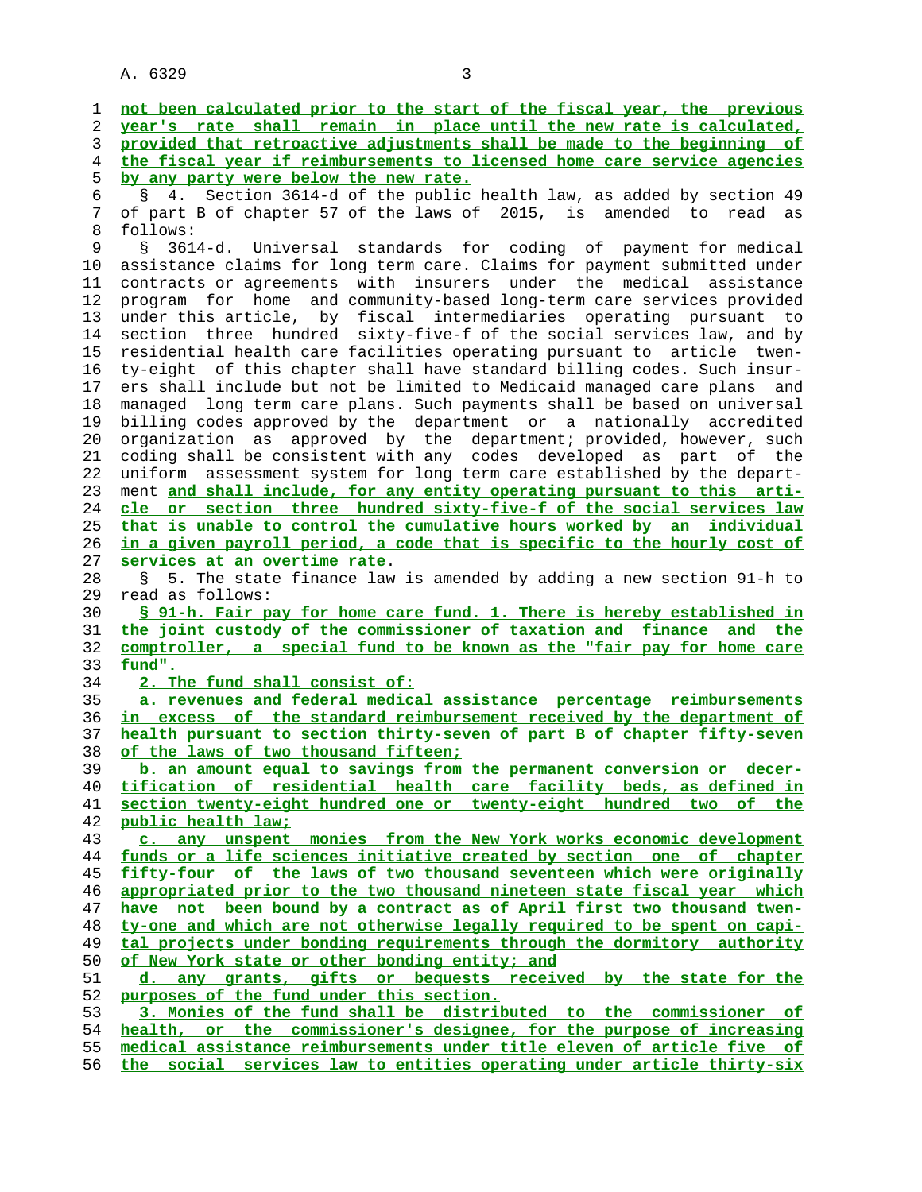not been calculated prior to the start of the fiscal year, the previous year's rate shall remain in place until the new rate is calculated, provided that retroactive adjustments shall be made to the beginning of the fiscal year if reimbursements to licensed home care service agencies by any party were below the new rate.

§ 4. Section 3614-d of the public health law, as added by section 49 of part B of chapter 57 of the laws of 2015, is amended to read as follows:

§ 3614-d. Universal standards for coding of payment for medical assistance claims for long term care. Claims for payment submitted under contracts or agreements with insurers under the medical assistance program for home and community-based long-term care services provided under this article, by fiscal intermediaries operating pursuant to section three hundred sixty-five-f of the social services law, and by residential health care facilities operating pursuant to article twenty-eight of this chapter shall have standard billing codes. Such insurers shall include but not be limited to Medicaid managed care plans and managed long term care plans. Such payments shall be based on universal billing codes approved by the department or a nationally accredited organization as approved by the department; provided, however, such coding shall be consistent with any codes developed as part of the uniform assessment system for long term care established by the department and shall include, for any entity operating pursuant to this article or section three hundred sixty-five-f of the social services law that is unable to control the cumulative hours worked by an individual in a given payroll period, a code that is specific to the hourly cost of services at an overtime rate.

§ 5. The state finance law is amended by adding a new section 91-h to read as follows:

§ 91-h. Fair pay for home care fund. 1. There is hereby established in the joint custody of the commissioner of taxation and finance and the comptroller, a special fund to be known as the "fair pay for home care fund".

2. The fund shall consist of:

a. revenues and federal medical assistance percentage reimbursements in excess of the standard reimbursement received by the department of health pursuant to section thirty-seven of part B of chapter fifty-seven of the laws of two thousand fifteen;

b. an amount equal to savings from the permanent conversion or decertification of residential health care facility beds, as defined in section twenty-eight hundred one or twenty-eight hundred two of the public health law;

c. any unspent monies from the New York works economic development funds or a life sciences initiative created by section one of chapter fifty-four of the laws of two thousand seventeen which were originally appropriated prior to the two thousand nineteen state fiscal year which have not been bound by a contract as of April first two thousand twenty-one and which are not otherwise legally required to be spent on capital projects under bonding requirements through the dormitory authority of New York state or other bonding entity; and

d. any grants, gifts or bequests received by the state for the purposes of the fund under this section.

3. Monies of the fund shall be distributed to the commissioner of health, or the commissioner's designee, for the purpose of increasing medical assistance reimbursements under title eleven of article five of the social services law to entities operating under article thirty-six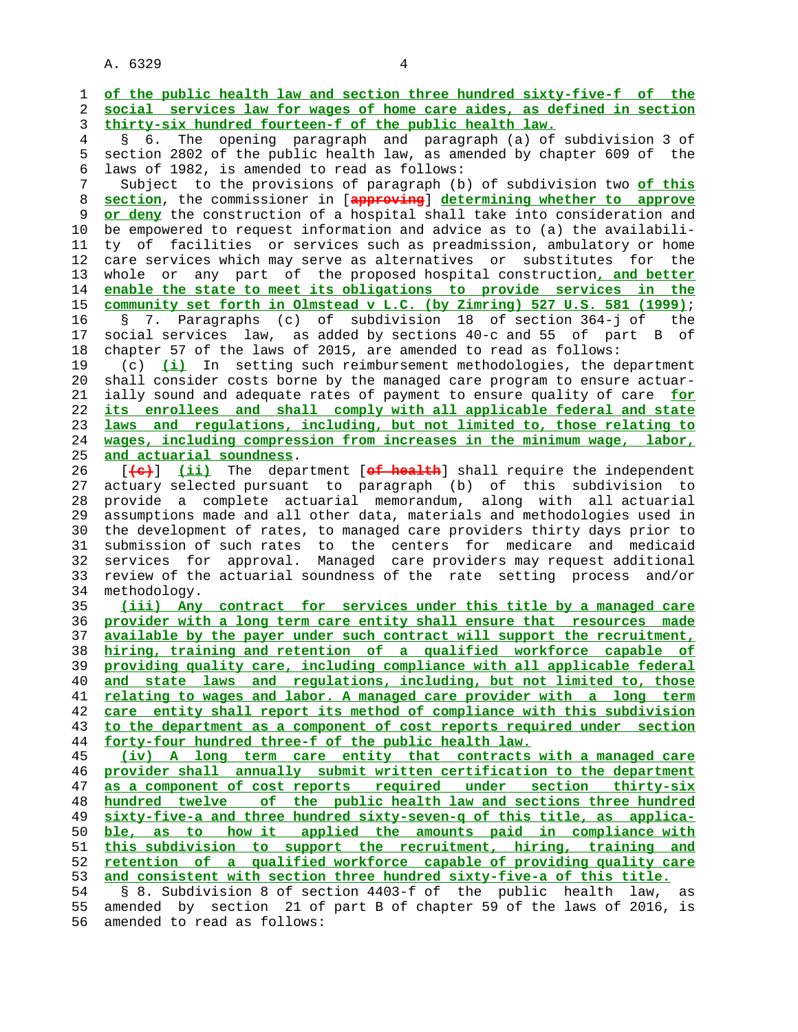of the public health law and section three hundred sixty-five-f of the social services law for wages of home care aides, as defined in section thirty-six hundred fourteen-f of the public health law.

§ 6. The opening paragraph and paragraph (a) of subdivision 3 of section 2802 of the public health law, as amended by chapter 609 of the laws of 1982, is amended to read as follows:

Subject to the provisions of paragraph (b) of subdivision two of this section, the commissioner in [approving] determining whether to approve or deny the construction of a hospital shall take into consideration and be empowered to request information and advice as to (a) the availability of facilities or services such as preadmission, ambulatory or home care services which may serve as alternatives or substitutes for the whole or any part of the proposed hospital construction, and better enable the state to meet its obligations to provide services in the community set forth in Olmstead v L.C. (by Zimring) 527 U.S. 581 (1999);

§ 7. Paragraphs (c) of subdivision 18 of section 364-j of the social services law, as added by sections 40-c and 55 of part B of chapter 57 of the laws of 2015, are amended to read as follows:

(c) (i) In setting such reimbursement methodologies, the department shall consider costs borne by the managed care program to ensure actuarially sound and adequate rates of payment to ensure quality of care for its enrollees and shall comply with all applicable federal and state laws and regulations, including, but not limited to, those relating to wages, including compression from increases in the minimum wage, labor, and actuarial soundness.

[(c)] (ii) The department [of health] shall require the independent actuary selected pursuant to paragraph (b) of this subdivision to provide a complete actuarial memorandum, along with all actuarial assumptions made and all other data, materials and methodologies used in the development of rates, to managed care providers thirty days prior to submission of such rates to the centers for medicare and medicaid services for approval. Managed care providers may request additional review of the actuarial soundness of the rate setting process and/or methodology.

(iii) Any contract for services under this title by a managed care provider with a long term care entity shall ensure that resources made available by the payer under such contract will support the recruitment, hiring, training and retention of a qualified workforce capable of providing quality care, including compliance with all applicable federal and state laws and regulations, including, but not limited to, those relating to wages and labor. A managed care provider with a long term care entity shall report its method of compliance with this subdivision to the department as a component of cost reports required under section forty-four hundred three-f of the public health law.

(iv) A long term care entity that contracts with a managed care provider shall annually submit written certification to the department as a component of cost reports required under section thirty-six hundred twelve of the public health law and sections three hundred sixty-five-a and three hundred sixty-seven-q of this title, as applicable, as to how it applied the amounts paid in compliance with this subdivision to support the recruitment, hiring, training and retention of a qualified workforce capable of providing quality care and consistent with section three hundred sixty-five-a of this title.

§ 8. Subdivision 8 of section 4403-f of the public health law, as amended by section 21 of part B of chapter 59 of the laws of 2016, is amended to read as follows: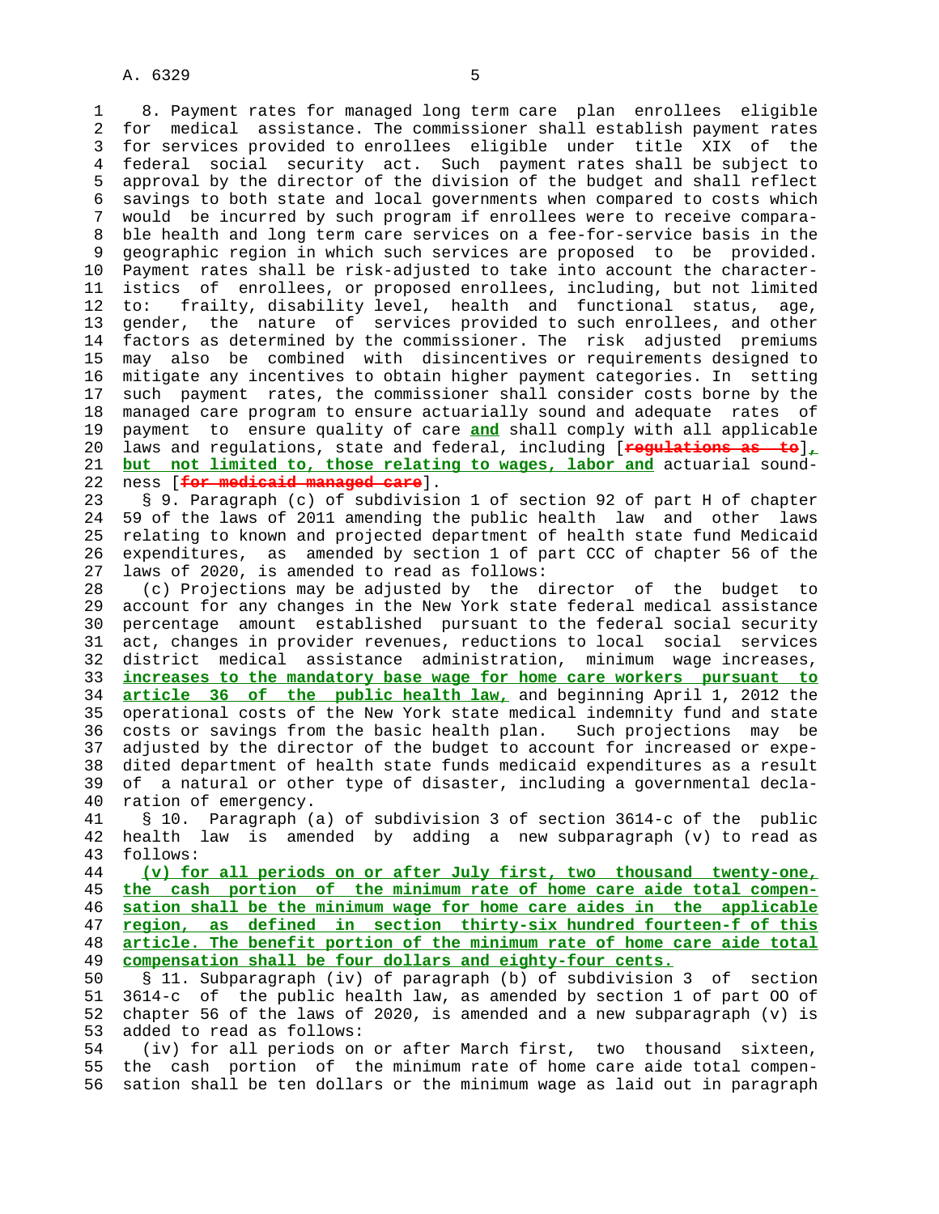8. Payment rates for managed long term care plan enrollees eligible for medical assistance. The commissioner shall establish payment rates for services provided to enrollees eligible under title XIX of the federal social security act. Such payment rates shall be subject to approval by the director of the division of the budget and shall reflect savings to both state and local governments when compared to costs which would be incurred by such program if enrollees were to receive comparable health and long term care services on a fee-for-service basis in the geographic region in which such services are proposed to be provided. Payment rates shall be risk-adjusted to take into account the characteristics of enrollees, or proposed enrollees, including, but not limited to: frailty, disability level, health and functional status, age, gender, the nature of services provided to such enrollees, and other factors as determined by the commissioner. The risk adjusted premiums may also be combined with disincentives or requirements designed to mitigate any incentives to obtain higher payment categories. In setting such payment rates, the commissioner shall consider costs borne by the managed care program to ensure actuarially sound and adequate rates of payment to ensure quality of care <u>and</u> shall comply with all applicable laws and regulations, state and federal, including [~~regulations as to~~]<u>, but not limited to, those relating to wages, labor and</u> actuarial soundness [~~for medicaid managed care~~].

§ 9. Paragraph (c) of subdivision 1 of section 92 of part H of chapter 59 of the laws of 2011 amending the public health law and other laws relating to known and projected department of health state fund Medicaid expenditures, as amended by section 1 of part CCC of chapter 56 of the laws of 2020, is amended to read as follows:

(c) Projections may be adjusted by the director of the budget to account for any changes in the New York state federal medical assistance percentage amount established pursuant to the federal social security act, changes in provider revenues, reductions to local social services district medical assistance administration, minimum wage increases, <u>increases to the mandatory base wage for home care workers pursuant to article 36 of the public health law,</u> and beginning April 1, 2012 the operational costs of the New York state medical indemnity fund and state costs or savings from the basic health plan. Such projections may be adjusted by the director of the budget to account for increased or expedited department of health state funds medicaid expenditures as a result of a natural or other type of disaster, including a governmental declaration of emergency.

§ 10. Paragraph (a) of subdivision 3 of section 3614-c of the public health law is amended by adding a new subparagraph (v) to read as follows:

<u>(v) for all periods on or after July first, two thousand twenty-one, the cash portion of the minimum rate of home care aide total compensation shall be the minimum wage for home care aides in the applicable region, as defined in section thirty-six hundred fourteen-f of this article. The benefit portion of the minimum rate of home care aide total compensation shall be four dollars and eighty-four cents.</u>

§ 11. Subparagraph (iv) of paragraph (b) of subdivision 3 of section 3614-c of the public health law, as amended by section 1 of part OO of chapter 56 of the laws of 2020, is amended and a new subparagraph (v) is added to read as follows:

(iv) for all periods on or after March first, two thousand sixteen, the cash portion of the minimum rate of home care aide total compensation shall be ten dollars or the minimum wage as laid out in paragraph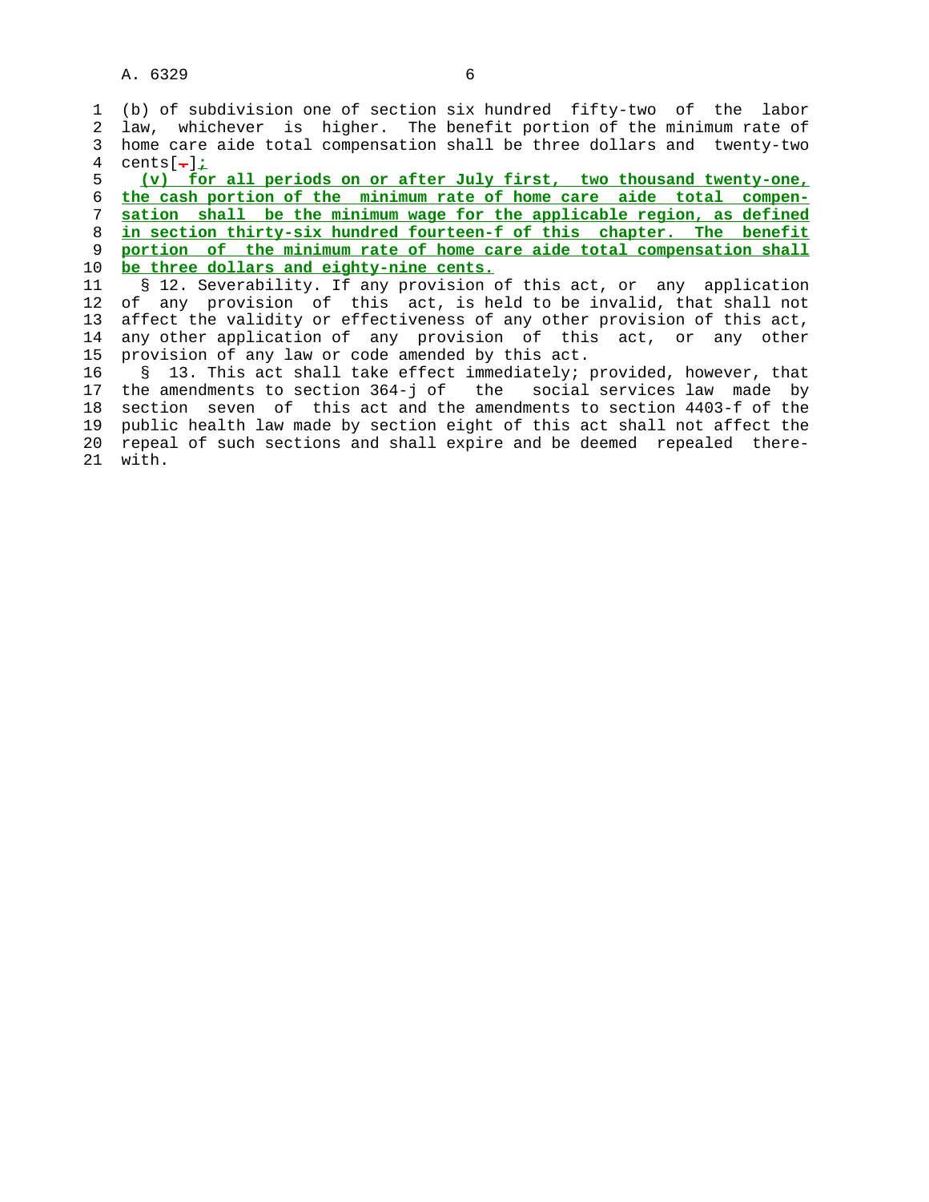(b) of subdivision one of section six hundred fifty-two of the labor law, whichever is higher. The benefit portion of the minimum rate of home care aide total compensation shall be three dollars and twenty-two cents[.];

**(v) for all periods on or after July first, two thousand twenty-one, the cash portion of the minimum rate of home care aide total compensation shall be the minimum wage for the applicable region, as defined in section thirty-six hundred fourteen-f of this chapter. The benefit portion of the minimum rate of home care aide total compensation shall be three dollars and eighty-nine cents.**

§ 12. Severability. If any provision of this act, or any application of any provision of this act, is held to be invalid, that shall not affect the validity or effectiveness of any other provision of this act, any other application of any provision of this act, or any other provision of any law or code amended by this act.

§ 13. This act shall take effect immediately; provided, however, that the amendments to section 364-j of the social services law made by section seven of this act and the amendments to section 4403-f of the public health law made by section eight of this act shall not affect the repeal of such sections and shall expire and be deemed repealed therewith.